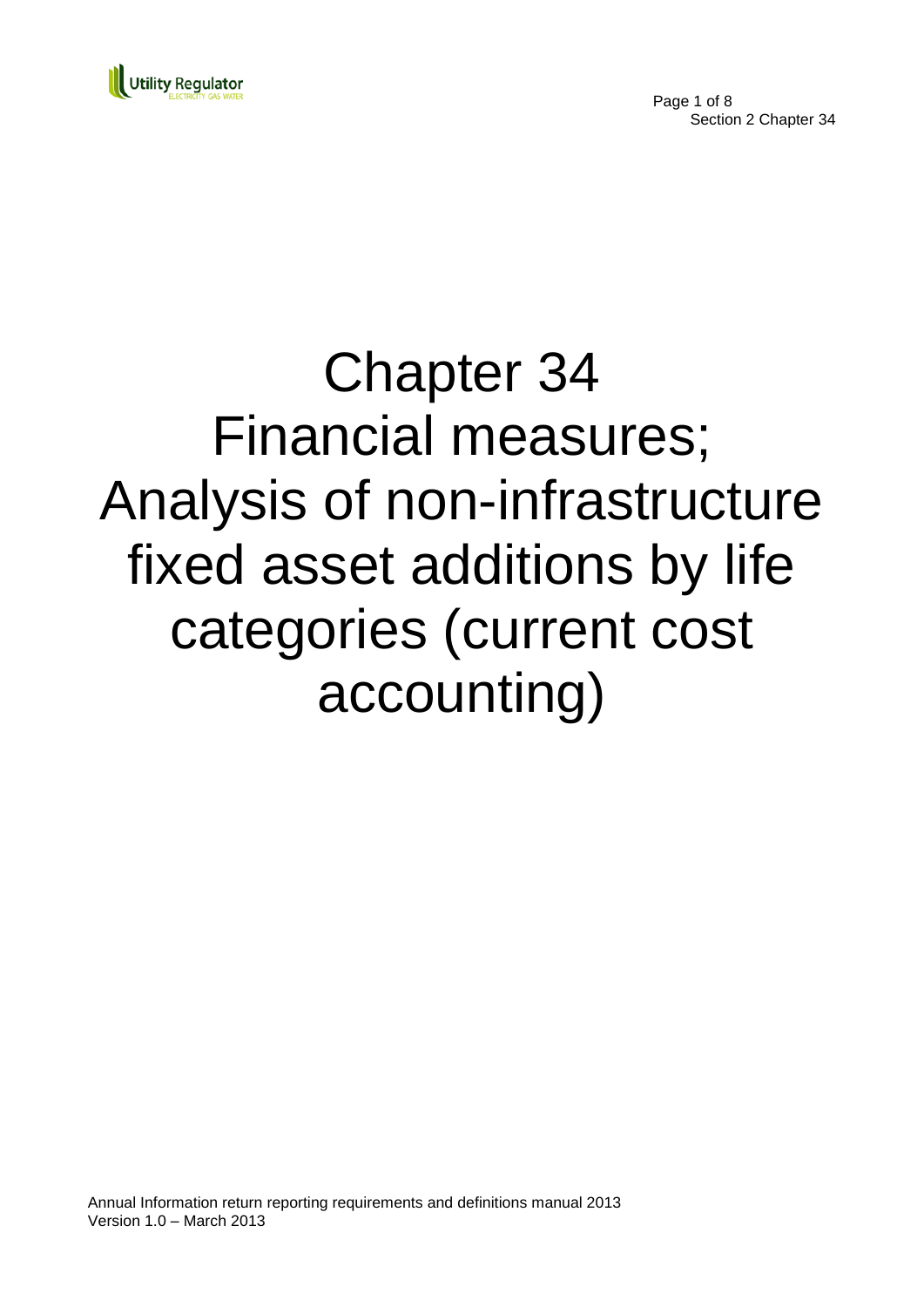# Chapter 34 Financial measures; Analysis of non-infrastructure fixed asset additions by life categories (current cost accounting)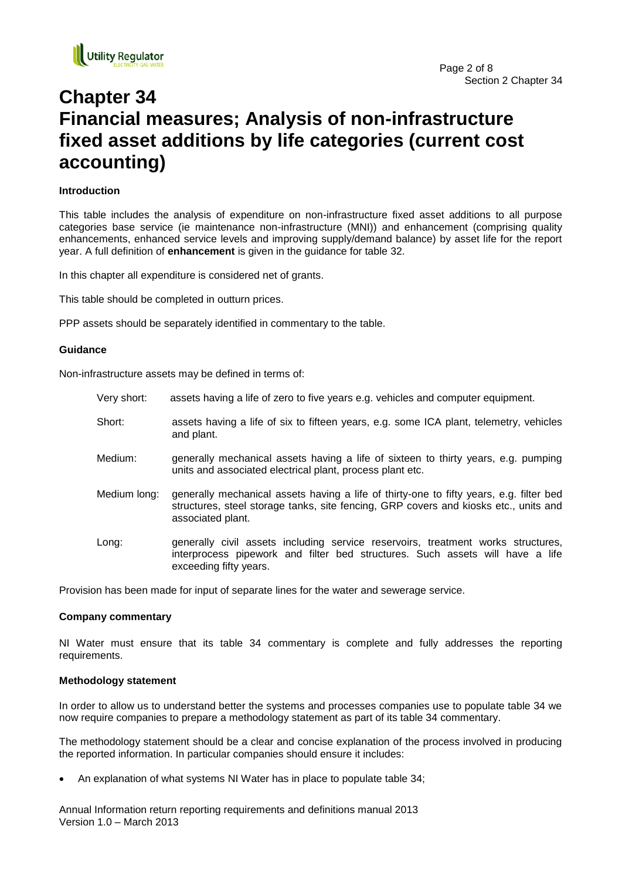# Chapter 34
# Financial measures; Analysis of non-infrastructure fixed asset additions by life categories (current cost accounting)

**Introduction**

This table includes the analysis of expenditure on non-infrastructure fixed asset additions to all purpose categories base service (ie maintenance non-infrastructure (MNI)) and enhancement (comprising quality enhancements, enhanced service levels and improving supply/demand balance) by asset life for the report year. A full definition of **enhancement** is given in the guidance for table 32.

In this chapter all expenditure is considered net of grants.

This table should be completed in outturn prices.

PPP assets should be separately identified in commentary to the table.

**Guidance**

Non-infrastructure assets may be defined in terms of:

- Very short: assets having a life of zero to five years e.g. vehicles and computer equipment.
- Short: assets having a life of six to fifteen years, e.g. some ICA plant, telemetry, vehicles and plant.
- Medium: generally mechanical assets having a life of sixteen to thirty years, e.g. pumping units and associated electrical plant, process plant etc.
- Medium long: generally mechanical assets having a life of thirty-one to fifty years, e.g. filter bed structures, steel storage tanks, site fencing, GRP covers and kiosks etc., units and associated plant.
- Long: generally civil assets including service reservoirs, treatment works structures, interprocess pipework and filter bed structures. Such assets will have a life exceeding fifty years.

Provision has been made for input of separate lines for the water and sewerage service.

**Company commentary**

NI Water must ensure that its table 34 commentary is complete and fully addresses the reporting requirements.

**Methodology statement**

In order to allow us to understand better the systems and processes companies use to populate table 34 we now require companies to prepare a methodology statement as part of its table 34 commentary.

The methodology statement should be a clear and concise explanation of the process involved in producing the reported information. In particular companies should ensure it includes:

- An explanation of what systems NI Water has in place to populate table 34;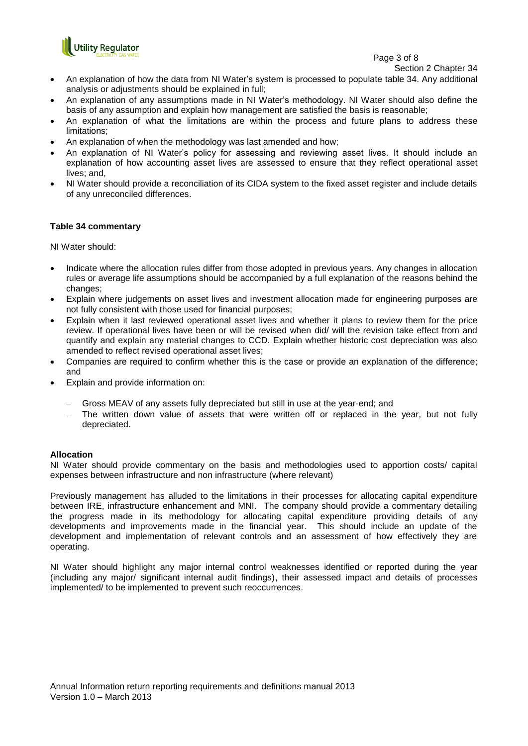- An explanation of how the data from NI Water's system is processed to populate table 34. Any additional analysis or adjustments should be explained in full;
- An explanation of any assumptions made in NI Water's methodology. NI Water should also define the basis of any assumption and explain how management are satisfied the basis is reasonable;
- An explanation of what the limitations are within the process and future plans to address these limitations;
- An explanation of when the methodology was last amended and how;
- An explanation of NI Water's policy for assessing and reviewing asset lives. It should include an explanation of how accounting asset lives are assessed to ensure that they reflect operational asset lives; and,
- NI Water should provide a reconciliation of its CIDA system to the fixed asset register and include details of any unreconciled differences.

**Table 34 commentary**

NI Water should:

- Indicate where the allocation rules differ from those adopted in previous years. Any changes in allocation rules or average life assumptions should be accompanied by a full explanation of the reasons behind the changes;
- Explain where judgements on asset lives and investment allocation made for engineering purposes are not fully consistent with those used for financial purposes;
- Explain when it last reviewed operational asset lives and whether it plans to review them for the price review. If operational lives have been or will be revised when did/ will the revision take effect from and quantify and explain any material changes to CCD. Explain whether historic cost depreciation was also amended to reflect revised operational asset lives;
- Companies are required to confirm whether this is the case or provide an explanation of the difference; and
- Explain and provide information on:
  - Gross MEAV of any assets fully depreciated but still in use at the year-end; and
  - The written down value of assets that were written off or replaced in the year, but not fully depreciated.

**Allocation**

NI Water should provide commentary on the basis and methodologies used to apportion costs/ capital expenses between infrastructure and non infrastructure (where relevant)

Previously management has alluded to the limitations in their processes for allocating capital expenditure between IRE, infrastructure enhancement and MNI. The company should provide a commentary detailing the progress made in its methodology for allocating capital expenditure providing details of any developments and improvements made in the financial year. This should include an update of the development and implementation of relevant controls and an assessment of how effectively they are operating.

NI Water should highlight any major internal control weaknesses identified or reported during the year (including any major/ significant internal audit findings), their assessed impact and details of processes implemented/ to be implemented to prevent such reoccurrences.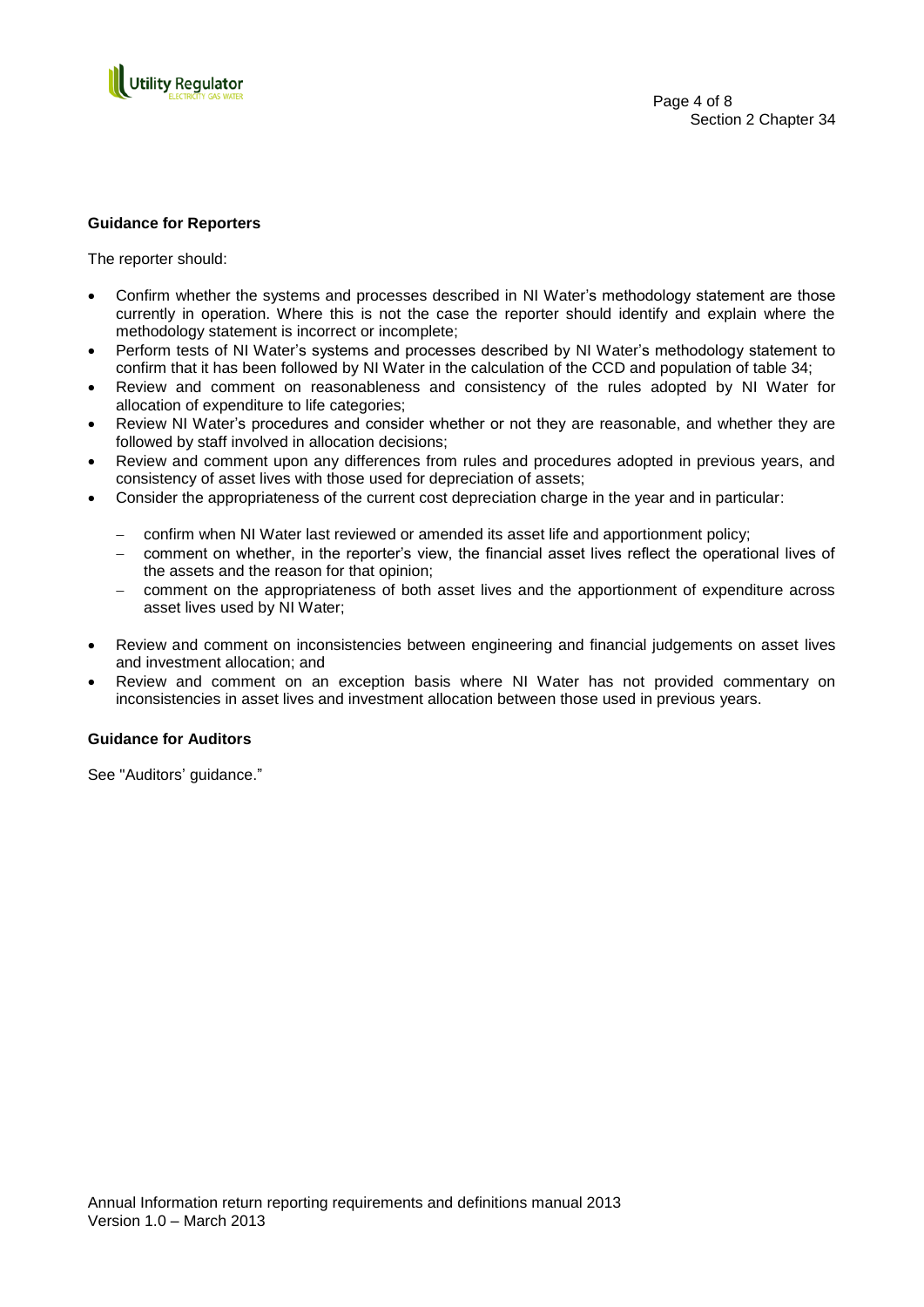**Guidance for Reporters**

The reporter should:

- Confirm whether the systems and processes described in NI Water's methodology statement are those currently in operation. Where this is not the case the reporter should identify and explain where the methodology statement is incorrect or incomplete;
- Perform tests of NI Water's systems and processes described by NI Water's methodology statement to confirm that it has been followed by NI Water in the calculation of the CCD and population of table 34;
- Review and comment on reasonableness and consistency of the rules adopted by NI Water for allocation of expenditure to life categories;
- Review NI Water's procedures and consider whether or not they are reasonable, and whether they are followed by staff involved in allocation decisions;
- Review and comment upon any differences from rules and procedures adopted in previous years, and consistency of asset lives with those used for depreciation of assets;
- Consider the appropriateness of the current cost depreciation charge in the year and in particular:
  - confirm when NI Water last reviewed or amended its asset life and apportionment policy;
  - comment on whether, in the reporter's view, the financial asset lives reflect the operational lives of the assets and the reason for that opinion;
  - comment on the appropriateness of both asset lives and the apportionment of expenditure across asset lives used by NI Water;
- Review and comment on inconsistencies between engineering and financial judgements on asset lives and investment allocation; and
- Review and comment on an exception basis where NI Water has not provided commentary on inconsistencies in asset lives and investment allocation between those used in previous years.

**Guidance for Auditors**

See "Auditors' guidance."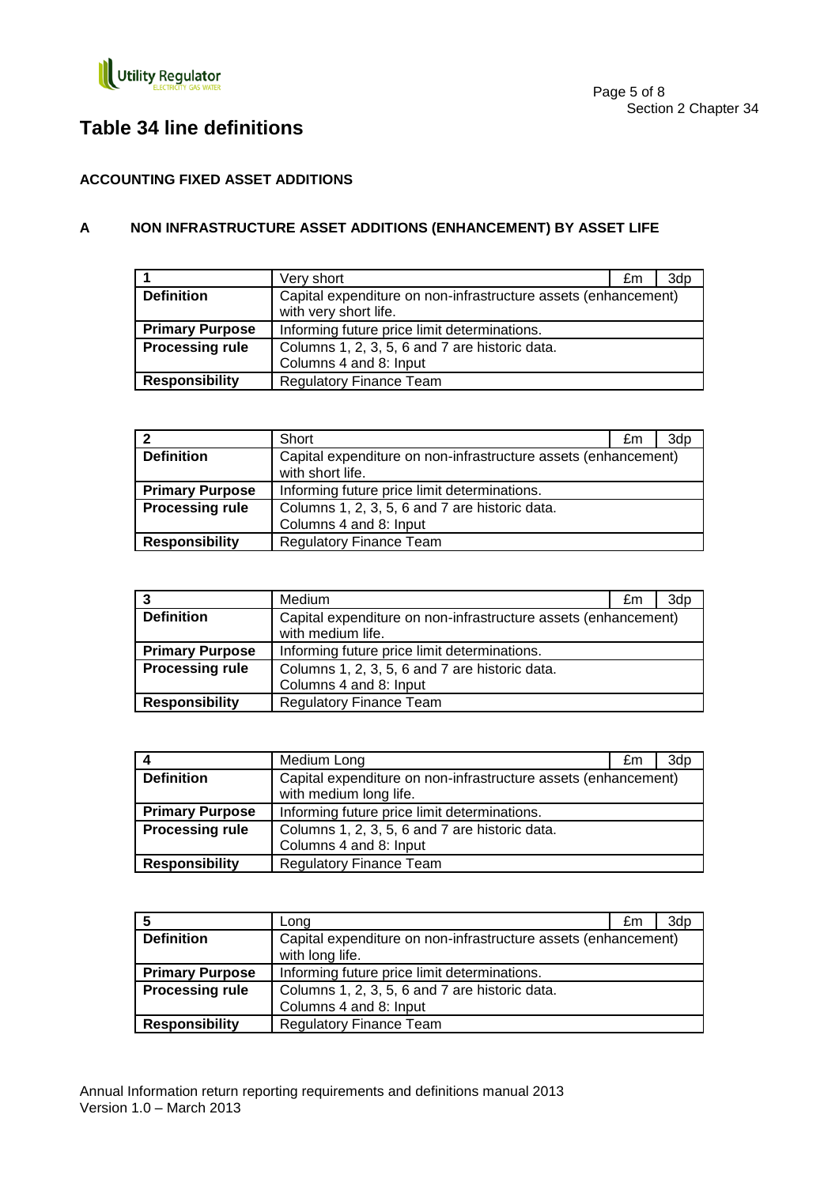# Table 34 line definitions

**ACCOUNTING FIXED ASSET ADDITIONS**

**A NON INFRASTRUCTURE ASSET ADDITIONS (ENHANCEMENT) BY ASSET LIFE**

| **1** | Very short | £m | 3dp |
|---|---|---|---|
| **Definition** | Capital expenditure on non-infrastructure assets (enhancement) with very short life. | | |
| **Primary Purpose** | Informing future price limit determinations. | | |
| **Processing rule** | Columns 1, 2, 3, 5, 6 and 7 are historic data.<br>Columns 4 and 8: Input | | |
| **Responsibility** | Regulatory Finance Team | | |

| **2** | Short | £m | 3dp |
|---|---|---|---|
| **Definition** | Capital expenditure on non-infrastructure assets (enhancement) with short life. | | |
| **Primary Purpose** | Informing future price limit determinations. | | |
| **Processing rule** | Columns 1, 2, 3, 5, 6 and 7 are historic data.<br>Columns 4 and 8: Input | | |
| **Responsibility** | Regulatory Finance Team | | |

| **3** | Medium | £m | 3dp |
|---|---|---|---|
| **Definition** | Capital expenditure on non-infrastructure assets (enhancement) with medium life. | | |
| **Primary Purpose** | Informing future price limit determinations. | | |
| **Processing rule** | Columns 1, 2, 3, 5, 6 and 7 are historic data.<br>Columns 4 and 8: Input | | |
| **Responsibility** | Regulatory Finance Team | | |

| **4** | Medium Long | £m | 3dp |
|---|---|---|---|
| **Definition** | Capital expenditure on non-infrastructure assets (enhancement) with medium long life. | | |
| **Primary Purpose** | Informing future price limit determinations. | | |
| **Processing rule** | Columns 1, 2, 3, 5, 6 and 7 are historic data.<br>Columns 4 and 8: Input | | |
| **Responsibility** | Regulatory Finance Team | | |

| **5** | Long | £m | 3dp |
|---|---|---|---|
| **Definition** | Capital expenditure on non-infrastructure assets (enhancement) with long life. | | |
| **Primary Purpose** | Informing future price limit determinations. | | |
| **Processing rule** | Columns 1, 2, 3, 5, 6 and 7 are historic data.<br>Columns 4 and 8: Input | | |
| **Responsibility** | Regulatory Finance Team | | |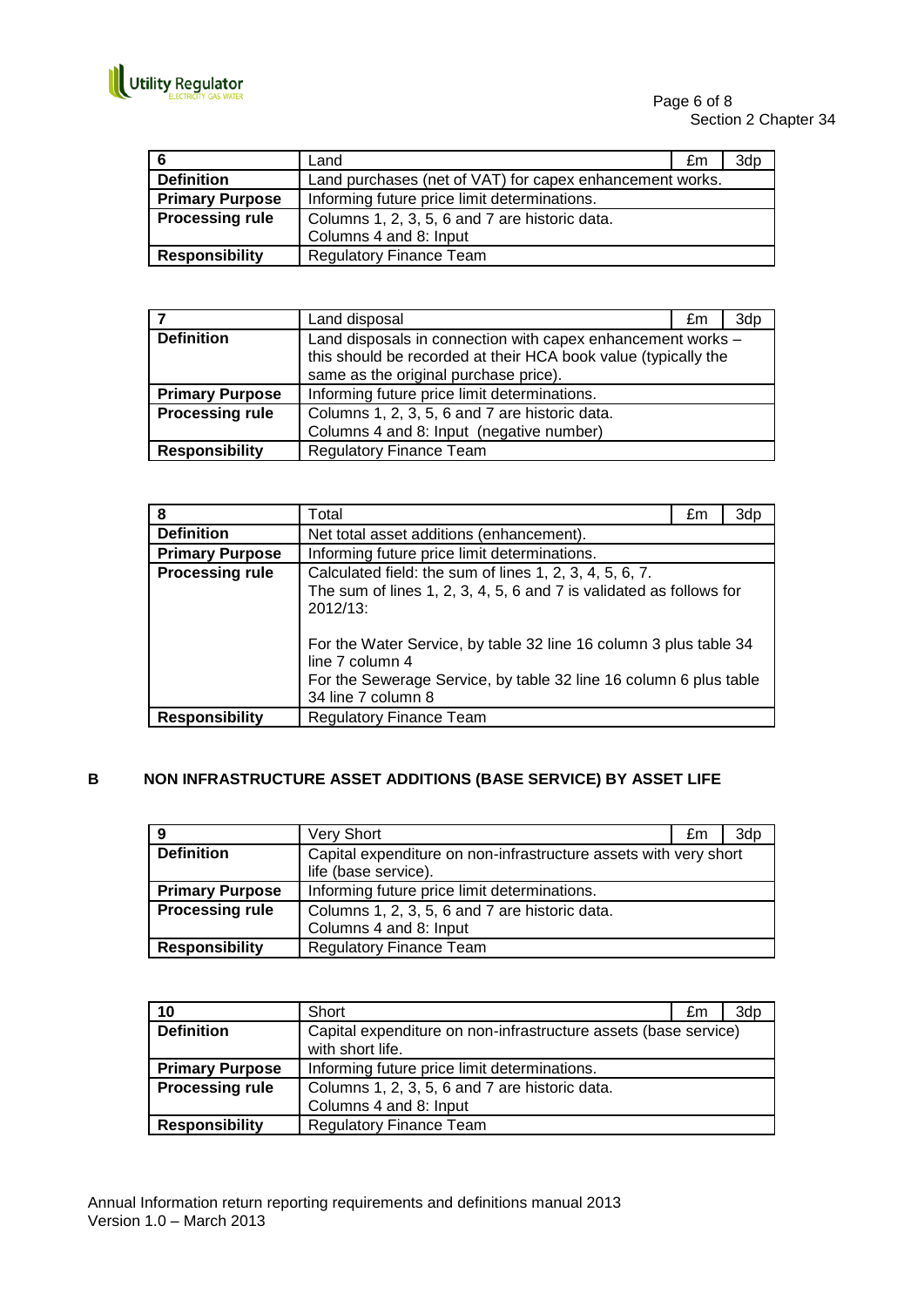| 6 | Land | £m | 3dp |
|---|---|---|---|
| **Definition** | Land purchases (net of VAT) for capex enhancement works. | | |
| **Primary Purpose** | Informing future price limit determinations. | | |
| **Processing rule** | Columns 1, 2, 3, 5, 6 and 7 are historic data.<br>Columns 4 and 8: Input | | |
| **Responsibility** | Regulatory Finance Team | | |

| 7 | Land disposal | £m | 3dp |
|---|---|---|---|
| **Definition** | Land disposals in connection with capex enhancement works – this should be recorded at their HCA book value (typically the same as the original purchase price). | | |
| **Primary Purpose** | Informing future price limit determinations. | | |
| **Processing rule** | Columns 1, 2, 3, 5, 6 and 7 are historic data.<br>Columns 4 and 8: Input (negative number) | | |
| **Responsibility** | Regulatory Finance Team | | |

| 8 | Total | £m | 3dp |
|---|---|---|---|
| **Definition** | Net total asset additions (enhancement). | | |
| **Primary Purpose** | Informing future price limit determinations. | | |
| **Processing rule** | Calculated field: the sum of lines 1, 2, 3, 4, 5, 6, 7.<br>The sum of lines 1, 2, 3, 4, 5, 6 and 7 is validated as follows for 2012/13:<br><br>For the Water Service, by table 32 line 16 column 3 plus table 34 line 7 column 4<br>For the Sewerage Service, by table 32 line 16 column 6 plus table 34 line 7 column 8 | | |
| **Responsibility** | Regulatory Finance Team | | |

## B NON INFRASTRUCTURE ASSET ADDITIONS (BASE SERVICE) BY ASSET LIFE

| 9 | Very Short | £m | 3dp |
|---|---|---|---|
| **Definition** | Capital expenditure on non-infrastructure assets with very short life (base service). | | |
| **Primary Purpose** | Informing future price limit determinations. | | |
| **Processing rule** | Columns 1, 2, 3, 5, 6 and 7 are historic data.<br>Columns 4 and 8: Input | | |
| **Responsibility** | Regulatory Finance Team | | |

| 10 | Short | £m | 3dp |
|---|---|---|---|
| **Definition** | Capital expenditure on non-infrastructure assets (base service) with short life. | | |
| **Primary Purpose** | Informing future price limit determinations. | | |
| **Processing rule** | Columns 1, 2, 3, 5, 6 and 7 are historic data.<br>Columns 4 and 8: Input | | |
| **Responsibility** | Regulatory Finance Team | | |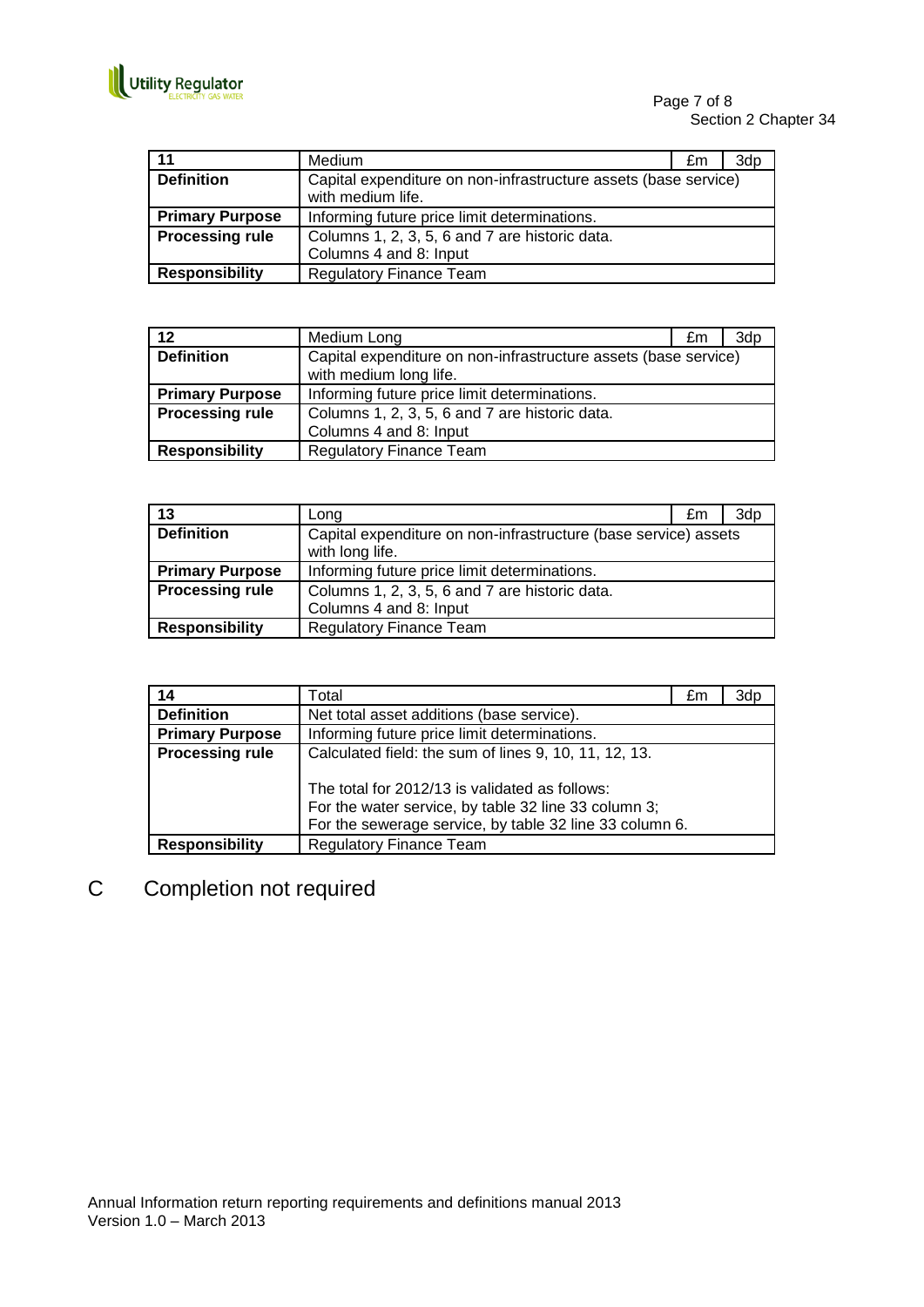| 11 | Medium | £m | 3dp |
|---|---|---|---|
| **Definition** | Capital expenditure on non-infrastructure assets (base service) with medium life. | | |
| **Primary Purpose** | Informing future price limit determinations. | | |
| **Processing rule** | Columns 1, 2, 3, 5, 6 and 7 are historic data.<br>Columns 4 and 8: Input | | |
| **Responsibility** | Regulatory Finance Team | | |

| 12 | Medium Long | £m | 3dp |
|---|---|---|---|
| **Definition** | Capital expenditure on non-infrastructure assets (base service) with medium long life. | | |
| **Primary Purpose** | Informing future price limit determinations. | | |
| **Processing rule** | Columns 1, 2, 3, 5, 6 and 7 are historic data.<br>Columns 4 and 8: Input | | |
| **Responsibility** | Regulatory Finance Team | | |

| 13 | Long | £m | 3dp |
|---|---|---|---|
| **Definition** | Capital expenditure on non-infrastructure (base service) assets with long life. | | |
| **Primary Purpose** | Informing future price limit determinations. | | |
| **Processing rule** | Columns 1, 2, 3, 5, 6 and 7 are historic data.<br>Columns 4 and 8: Input | | |
| **Responsibility** | Regulatory Finance Team | | |

| 14 | Total | £m | 3dp |
|---|---|---|---|
| **Definition** | Net total asset additions (base service). | | |
| **Primary Purpose** | Informing future price limit determinations. | | |
| **Processing rule** | Calculated field: the sum of lines 9, 10, 11, 12, 13.<br><br>The total for 2012/13 is validated as follows:<br>For the water service, by table 32 line 33 column 3;<br>For the sewerage service, by table 32 line 33 column 6. | | |
| **Responsibility** | Regulatory Finance Team | | |

## C Completion not required

Annual Information return reporting requirements and definitions manual 2013
Version 1.0 – March 2013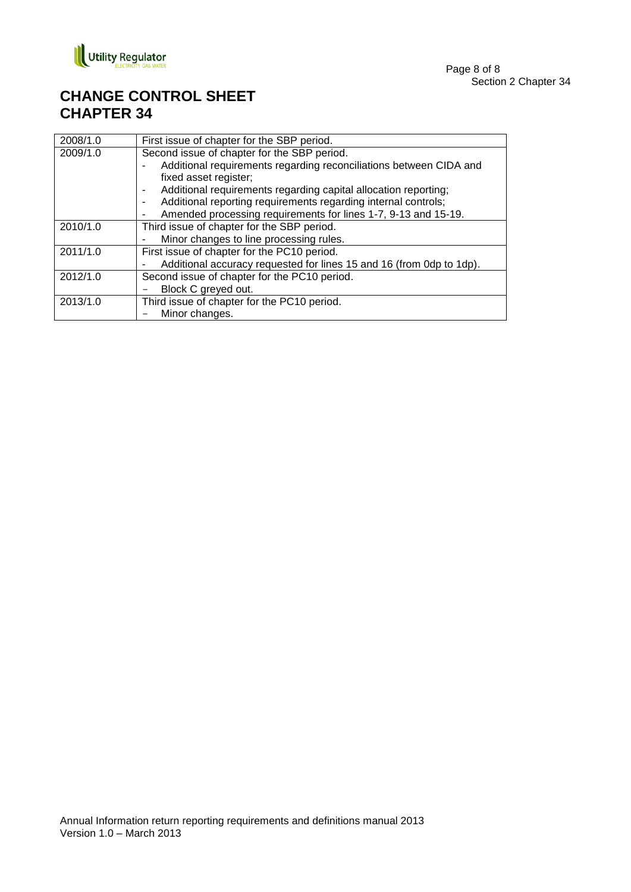# CHANGE CONTROL SHEET
# CHAPTER 34

| | |
|---|---|
| 2008/1.0 | First issue of chapter for the SBP period. |
| 2009/1.0 | Second issue of chapter for the SBP period.<br>- Additional requirements regarding reconciliations between CIDA and fixed asset register;<br>- Additional requirements regarding capital allocation reporting;<br>- Additional reporting requirements regarding internal controls;<br>- Amended processing requirements for lines 1-7, 9-13 and 15-19. |
| 2010/1.0 | Third issue of chapter for the SBP period.<br>- Minor changes to line processing rules. |
| 2011/1.0 | First issue of chapter for the PC10 period.<br>- Additional accuracy requested for lines 15 and 16 (from 0dp to 1dp). |
| 2012/1.0 | Second issue of chapter for the PC10 period.<br>- Block C greyed out. |
| 2013/1.0 | Third issue of chapter for the PC10 period.<br>- Minor changes. |